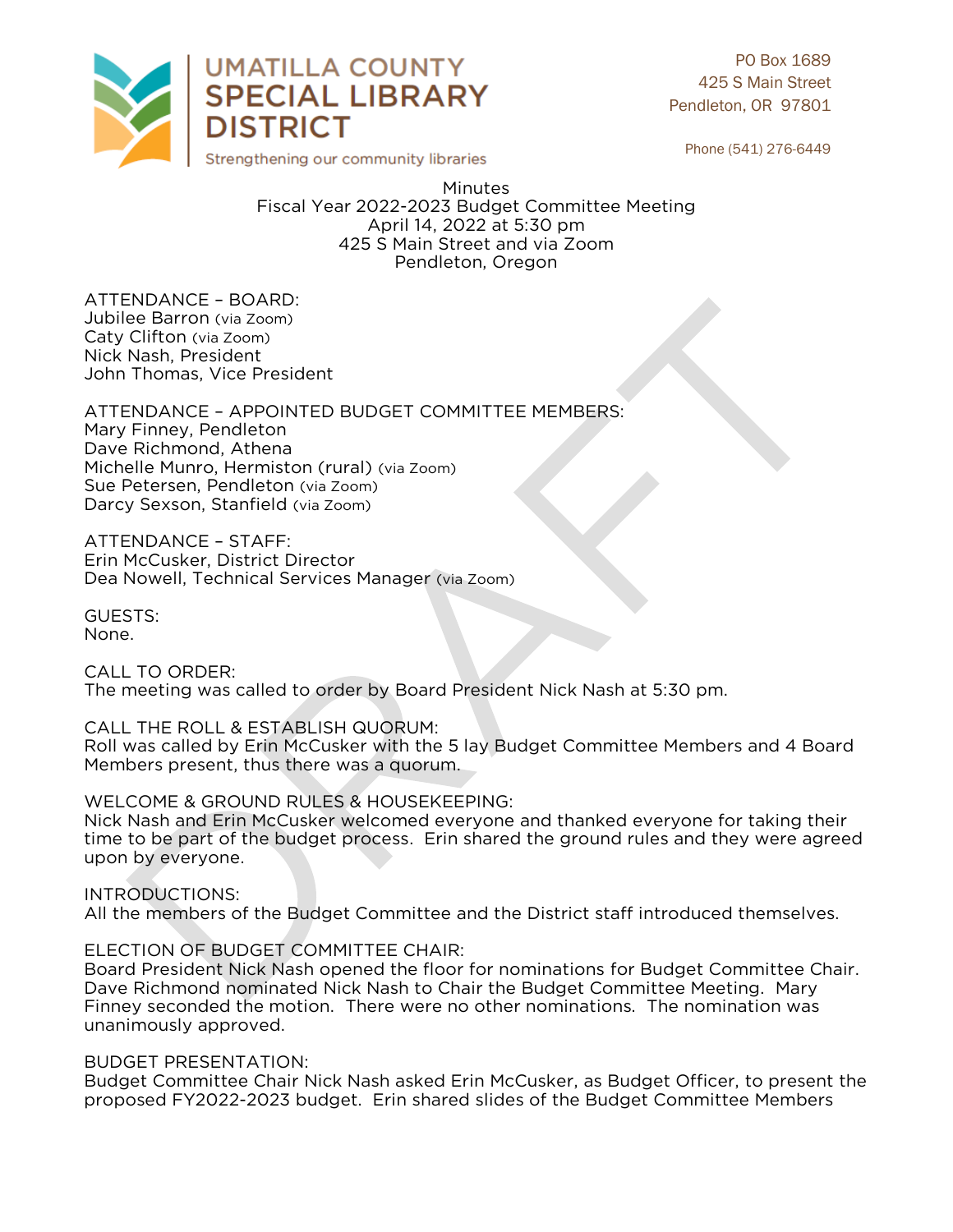UMATILLA COUNTY
SPECIAL LIBRARY
DISTRICT
Strengthening our community libraries

PO Box 1689
425 S Main Street
Pendleton, OR 97801

Phone (541) 276-6449

Minutes
Fiscal Year 2022-2023 Budget Committee Meeting
April 14, 2022 at 5:30 pm
425 S Main Street and via Zoom
Pendleton, Oregon

ATTENDANCE – BOARD:
Jubilee Barron (via Zoom)
Caty Clifton (via Zoom)
Nick Nash, President
John Thomas, Vice President

ATTENDANCE – APPOINTED BUDGET COMMITTEE MEMBERS:
Mary Finney, Pendleton
Dave Richmond, Athena
Michelle Munro, Hermiston (rural) (via Zoom)
Sue Petersen, Pendleton (via Zoom)
Darcy Sexson, Stanfield (via Zoom)

ATTENDANCE – STAFF:
Erin McCusker, District Director
Dea Nowell, Technical Services Manager (via Zoom)

GUESTS:
None.

CALL TO ORDER:
The meeting was called to order by Board President Nick Nash at 5:30 pm.

CALL THE ROLL & ESTABLISH QUORUM:
Roll was called by Erin McCusker with the 5 lay Budget Committee Members and 4 Board Members present, thus there was a quorum.

WELCOME & GROUND RULES & HOUSEKEEPING:
Nick Nash and Erin McCusker welcomed everyone and thanked everyone for taking their time to be part of the budget process. Erin shared the ground rules and they were agreed upon by everyone.

INTRODUCTIONS:
All the members of the Budget Committee and the District staff introduced themselves.

ELECTION OF BUDGET COMMITTEE CHAIR:
Board President Nick Nash opened the floor for nominations for Budget Committee Chair. Dave Richmond nominated Nick Nash to Chair the Budget Committee Meeting. Mary Finney seconded the motion. There were no other nominations. The nomination was unanimously approved.

BUDGET PRESENTATION:
Budget Committee Chair Nick Nash asked Erin McCusker, as Budget Officer, to present the proposed FY2022-2023 budget. Erin shared slides of the Budget Committee Members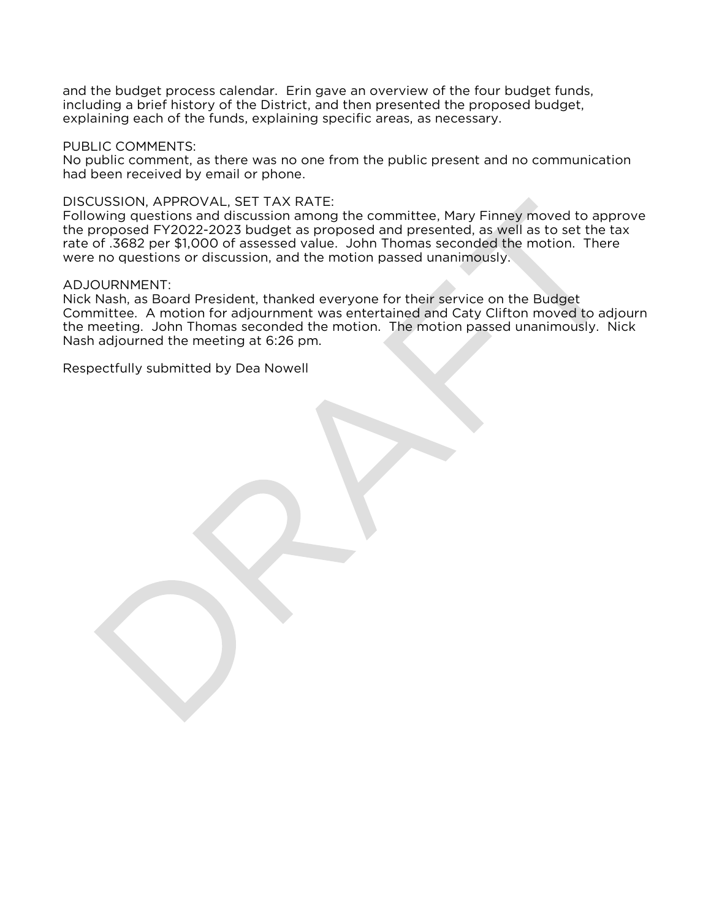and the budget process calendar. Erin gave an overview of the four budget funds, including a brief history of the District, and then presented the proposed budget, explaining each of the funds, explaining specific areas, as necessary.

PUBLIC COMMENTS:
No public comment, as there was no one from the public present and no communication had been received by email or phone.

DISCUSSION, APPROVAL, SET TAX RATE:
Following questions and discussion among the committee, Mary Finney moved to approve the proposed FY2022-2023 budget as proposed and presented, as well as to set the tax rate of .3682 per $1,000 of assessed value. John Thomas seconded the motion. There were no questions or discussion, and the motion passed unanimously.

ADJOURNMENT:
Nick Nash, as Board President, thanked everyone for their service on the Budget Committee. A motion for adjournment was entertained and Caty Clifton moved to adjourn the meeting. John Thomas seconded the motion. The motion passed unanimously. Nick Nash adjourned the meeting at 6:26 pm.

Respectfully submitted by Dea Nowell